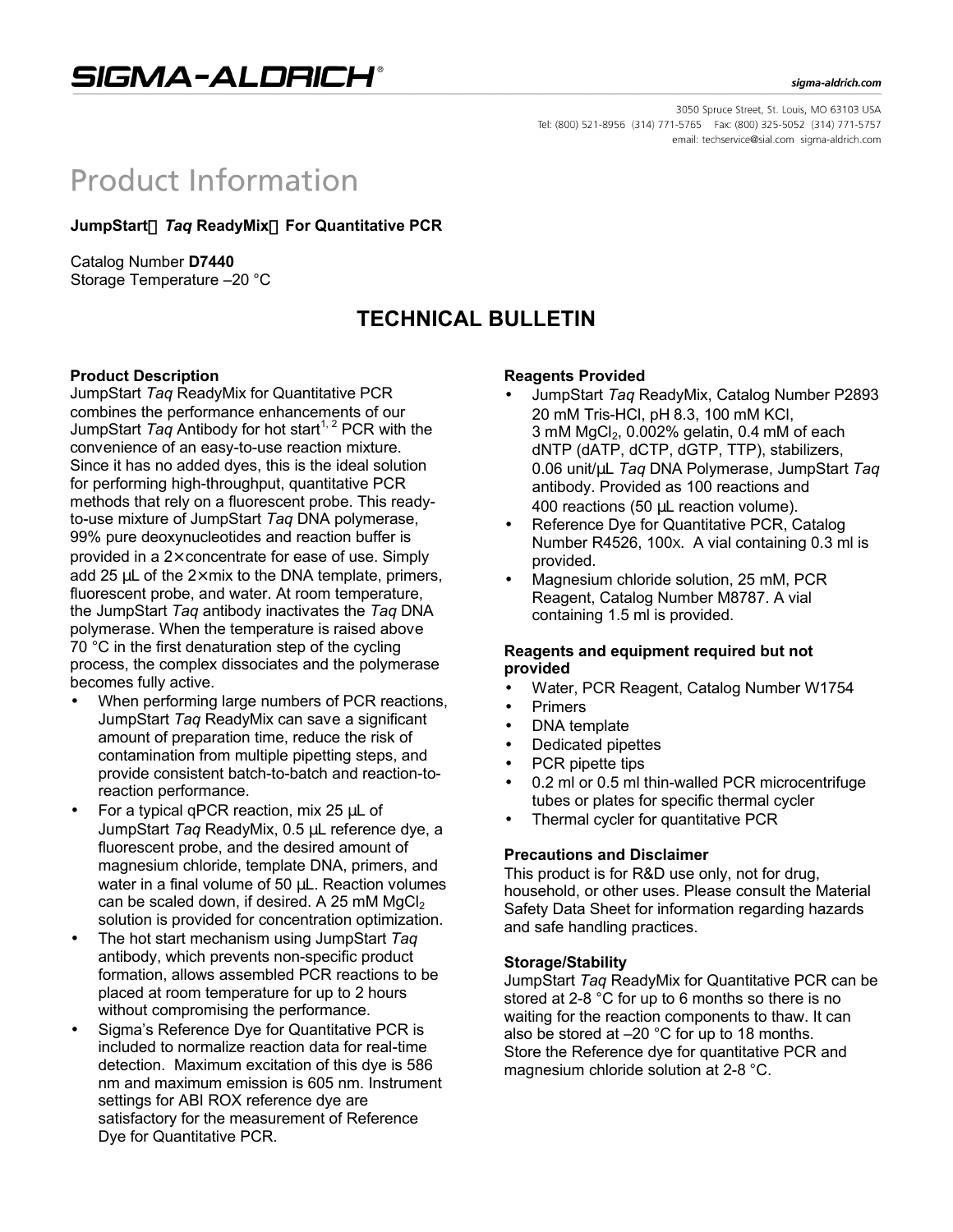# SIGMA-ALDRICH®

sigma-aldrich.com

3050 Spruce Street, St. Louis, MO 63103 USA
Tel: (800) 521-8956 (314) 771-5765 Fax: (800) 325-5052 (314) 771-5757
email: techservice@sial.com sigma-aldrich.com

# Product Information

**JumpStart™ *Taq* ReadyMix™ For Quantitative PCR**

Catalog Number **D7440**
Storage Temperature –20 °C

## TECHNICAL BULLETIN

### Product Description

JumpStart *Taq* ReadyMix for Quantitative PCR combines the performance enhancements of our JumpStart *Taq* Antibody for hot start[1, 2] PCR with the convenience of an easy-to-use reaction mixture. Since it has no added dyes, this is the ideal solution for performing high-throughput, quantitative PCR methods that rely on a fluorescent probe. This ready-to-use mixture of JumpStart *Taq* DNA polymerase, 99% pure deoxynucleotides and reaction buffer is provided in a 2× concentrate for ease of use. Simply add 25 μL of the 2× mix to the DNA template, primers, fluorescent probe, and water. At room temperature, the JumpStart *Taq* antibody inactivates the *Taq* DNA polymerase. When the temperature is raised above 70 °C in the first denaturation step of the cycling process, the complex dissociates and the polymerase becomes fully active.

- When performing large numbers of PCR reactions, JumpStart *Taq* ReadyMix can save a significant amount of preparation time, reduce the risk of contamination from multiple pipetting steps, and provide consistent batch-to-batch and reaction-to-reaction performance.
- For a typical qPCR reaction, mix 25 μL of JumpStart *Taq* ReadyMix, 0.5 μL reference dye, a fluorescent probe, and the desired amount of magnesium chloride, template DNA, primers, and water in a final volume of 50 μL. Reaction volumes can be scaled down, if desired. A 25 mM $MgCl_2$ solution is provided for concentration optimization.
- The hot start mechanism using JumpStart *Taq* antibody, which prevents non-specific product formation, allows assembled PCR reactions to be placed at room temperature for up to 2 hours without compromising the performance.
- Sigma's Reference Dye for Quantitative PCR is included to normalize reaction data for real-time detection. Maximum excitation of this dye is 586 nm and maximum emission is 605 nm. Instrument settings for ABI ROX reference dye are satisfactory for the measurement of Reference Dye for Quantitative PCR.

### Reagents Provided

- JumpStart *Taq* ReadyMix, Catalog Number P2893 20 mM Tris-HCl, pH 8.3, 100 mM KCl, 3 mM $MgCl_2$, 0.002% gelatin, 0.4 mM of each dNTP (dATP, dCTP, dGTP, TTP), stabilizers, 0.06 unit/μL *Taq* DNA Polymerase, JumpStart *Taq* antibody. Provided as 100 reactions and 400 reactions (50 μL reaction volume).
- Reference Dye for Quantitative PCR, Catalog Number R4526, 100x. A vial containing 0.3 ml is provided.
- Magnesium chloride solution, 25 mM, PCR Reagent, Catalog Number M8787. A vial containing 1.5 ml is provided.

### Reagents and equipment required but not provided

- Water, PCR Reagent, Catalog Number W1754
- Primers
- DNA template
- Dedicated pipettes
- PCR pipette tips
- 0.2 ml or 0.5 ml thin-walled PCR microcentrifuge tubes or plates for specific thermal cycler
- Thermal cycler for quantitative PCR

### Precautions and Disclaimer

This product is for R&D use only, not for drug, household, or other uses. Please consult the Material Safety Data Sheet for information regarding hazards and safe handling practices.

### Storage/Stability

JumpStart *Taq* ReadyMix for Quantitative PCR can be stored at 2-8 °C for up to 6 months so there is no waiting for the reaction components to thaw. It can also be stored at –20 °C for up to 18 months.
Store the Reference dye for quantitative PCR and magnesium chloride solution at 2-8 °C.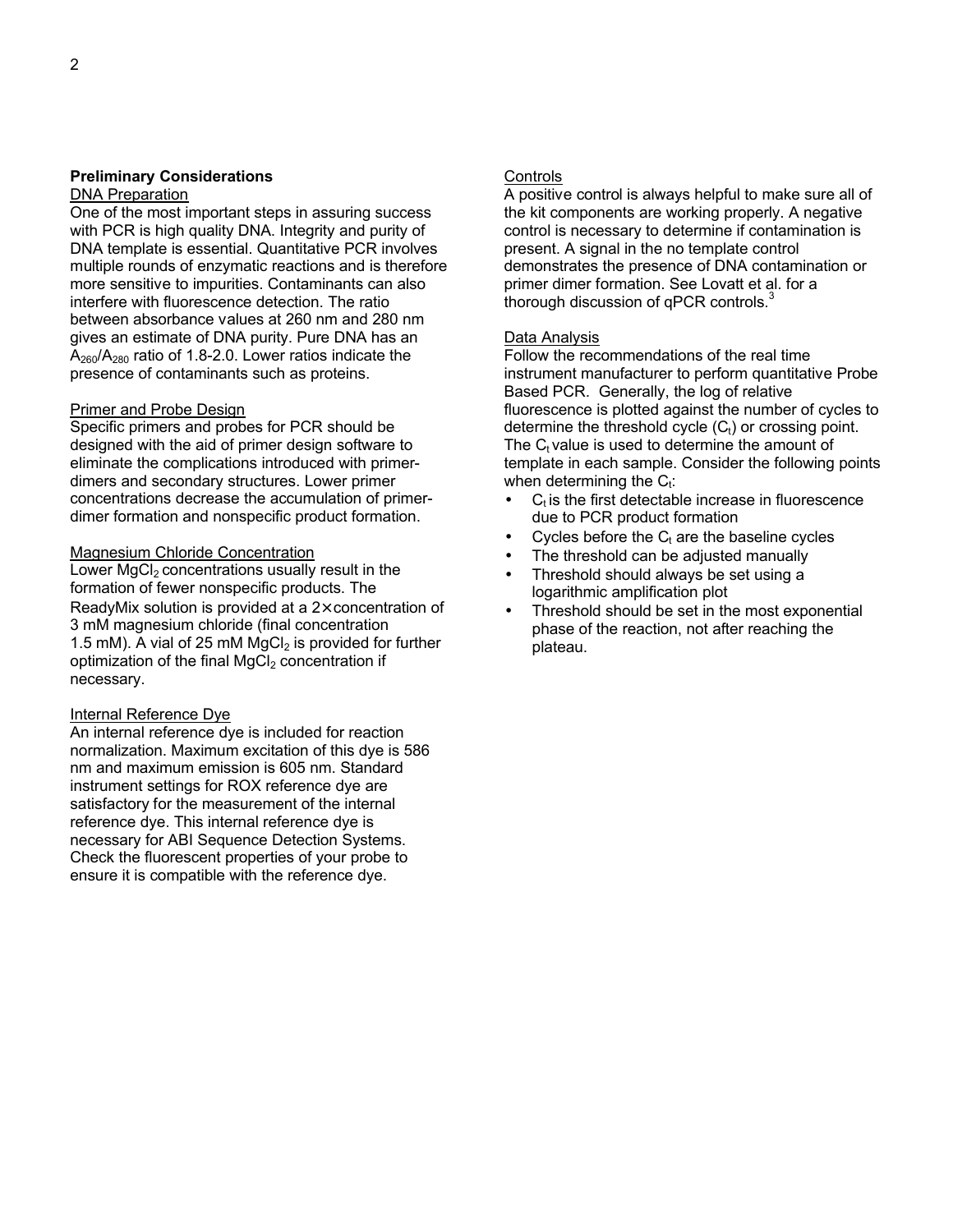## Preliminary Considerations

### DNA Preparation

One of the most important steps in assuring success with PCR is high quality DNA. Integrity and purity of DNA template is essential. Quantitative PCR involves multiple rounds of enzymatic reactions and is therefore more sensitive to impurities. Contaminants can also interfere with fluorescence detection. The ratio between absorbance values at 260 nm and 280 nm gives an estimate of DNA purity. Pure DNA has an $A_{260}/A_{280}$ ratio of 1.8-2.0. Lower ratios indicate the presence of contaminants such as proteins.

### Primer and Probe Design

Specific primers and probes for PCR should be designed with the aid of primer design software to eliminate the complications introduced with primer-dimers and secondary structures. Lower primer concentrations decrease the accumulation of primer-dimer formation and nonspecific product formation.

### Magnesium Chloride Concentration

Lower $MgCl_2$ concentrations usually result in the formation of fewer nonspecific products. The ReadyMix solution is provided at a 2× concentration of 3 mM magnesium chloride (final concentration 1.5 mM). A vial of 25 mM $MgCl_2$ is provided for further optimization of the final $MgCl_2$ concentration if necessary.

### Internal Reference Dye

An internal reference dye is included for reaction normalization. Maximum excitation of this dye is 586 nm and maximum emission is 605 nm. Standard instrument settings for ROX reference dye are satisfactory for the measurement of the internal reference dye. This internal reference dye is necessary for ABI Sequence Detection Systems. Check the fluorescent properties of your probe to ensure it is compatible with the reference dye.

### Controls

A positive control is always helpful to make sure all of the kit components are working properly. A negative control is necessary to determine if contamination is present. A signal in the no template control demonstrates the presence of DNA contamination or primer dimer formation. See Lovatt et al. for a thorough discussion of qPCR controls.[3]

### Data Analysis

Follow the recommendations of the real time instrument manufacturer to perform quantitative Probe Based PCR. Generally, the log of relative fluorescence is plotted against the number of cycles to determine the threshold cycle ($C_t$) or crossing point. The $C_t$ value is used to determine the amount of template in each sample. Consider the following points when determining the $C_t$:

- $C_t$ is the first detectable increase in fluorescence due to PCR product formation
- Cycles before the $C_t$ are the baseline cycles
- The threshold can be adjusted manually
- Threshold should always be set using a logarithmic amplification plot
- Threshold should be set in the most exponential phase of the reaction, not after reaching the plateau.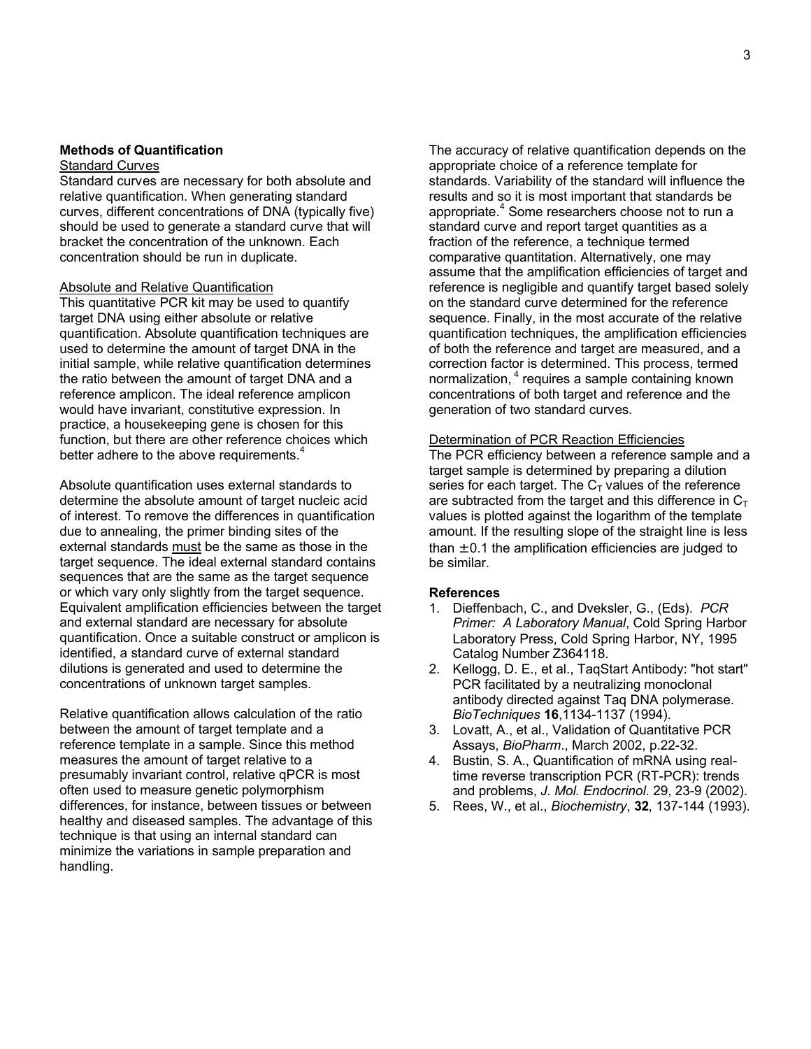## Methods of Quantification

Standard Curves

Standard curves are necessary for both absolute and relative quantification. When generating standard curves, different concentrations of DNA (typically five) should be used to generate a standard curve that will bracket the concentration of the unknown. Each concentration should be run in duplicate.

Absolute and Relative Quantification

This quantitative PCR kit may be used to quantify target DNA using either absolute or relative quantification. Absolute quantification techniques are used to determine the amount of target DNA in the initial sample, while relative quantification determines the ratio between the amount of target DNA and a reference amplicon. The ideal reference amplicon would have invariant, constitutive expression. In practice, a housekeeping gene is chosen for this function, but there are other reference choices which better adhere to the above requirements.[4]

Absolute quantification uses external standards to determine the absolute amount of target nucleic acid of interest. To remove the differences in quantification due to annealing, the primer binding sites of the external standards must be the same as those in the target sequence. The ideal external standard contains sequences that are the same as the target sequence or which vary only slightly from the target sequence. Equivalent amplification efficiencies between the target and external standard are necessary for absolute quantification. Once a suitable construct or amplicon is identified, a standard curve of external standard dilutions is generated and used to determine the concentrations of unknown target samples.

Relative quantification allows calculation of the ratio between the amount of target template and a reference template in a sample. Since this method measures the amount of target relative to a presumably invariant control, relative qPCR is most often used to measure genetic polymorphism differences, for instance, between tissues or between healthy and diseased samples. The advantage of this technique is that using an internal standard can minimize the variations in sample preparation and handling.

The accuracy of relative quantification depends on the appropriate choice of a reference template for standards. Variability of the standard will influence the results and so it is most important that standards be appropriate.[4] Some researchers choose not to run a standard curve and report target quantities as a fraction of the reference, a technique termed comparative quantitation. Alternatively, one may assume that the amplification efficiencies of target and reference is negligible and quantify target based solely on the standard curve determined for the reference sequence. Finally, in the most accurate of the relative quantification techniques, the amplification efficiencies of both the reference and target are measured, and a correction factor is determined. This process, termed normalization,[4] requires a sample containing known concentrations of both target and reference and the generation of two standard curves.

Determination of PCR Reaction Efficiencies

The PCR efficiency between a reference sample and a target sample is determined by preparing a dilution series for each target. The $C_T$ values of the reference are subtracted from the target and this difference in $C_T$ values is plotted against the logarithm of the template amount. If the resulting slope of the straight line is less than $\pm 0.1$ the amplification efficiencies are judged to be similar.

## References

1. Dieffenbach, C., and Dveksler, G., (Eds). *PCR Primer: A Laboratory Manual*, Cold Spring Harbor Laboratory Press, Cold Spring Harbor, NY, 1995 Catalog Number Z364118.
2. Kellogg, D. E., et al., TaqStart Antibody: "hot start" PCR facilitated by a neutralizing monoclonal antibody directed against Taq DNA polymerase. *BioTechniques* **16**,1134-1137 (1994).
3. Lovatt, A., et al., Validation of Quantitative PCR Assays, *BioPharm*., March 2002, p.22-32.
4. Bustin, S. A., Quantification of mRNA using real-time reverse transcription PCR (RT-PCR): trends and problems, *J. Mol. Endocrinol*. 29, 23-9 (2002).
5. Rees, W., et al., *Biochemistry*, **32**, 137-144 (1993).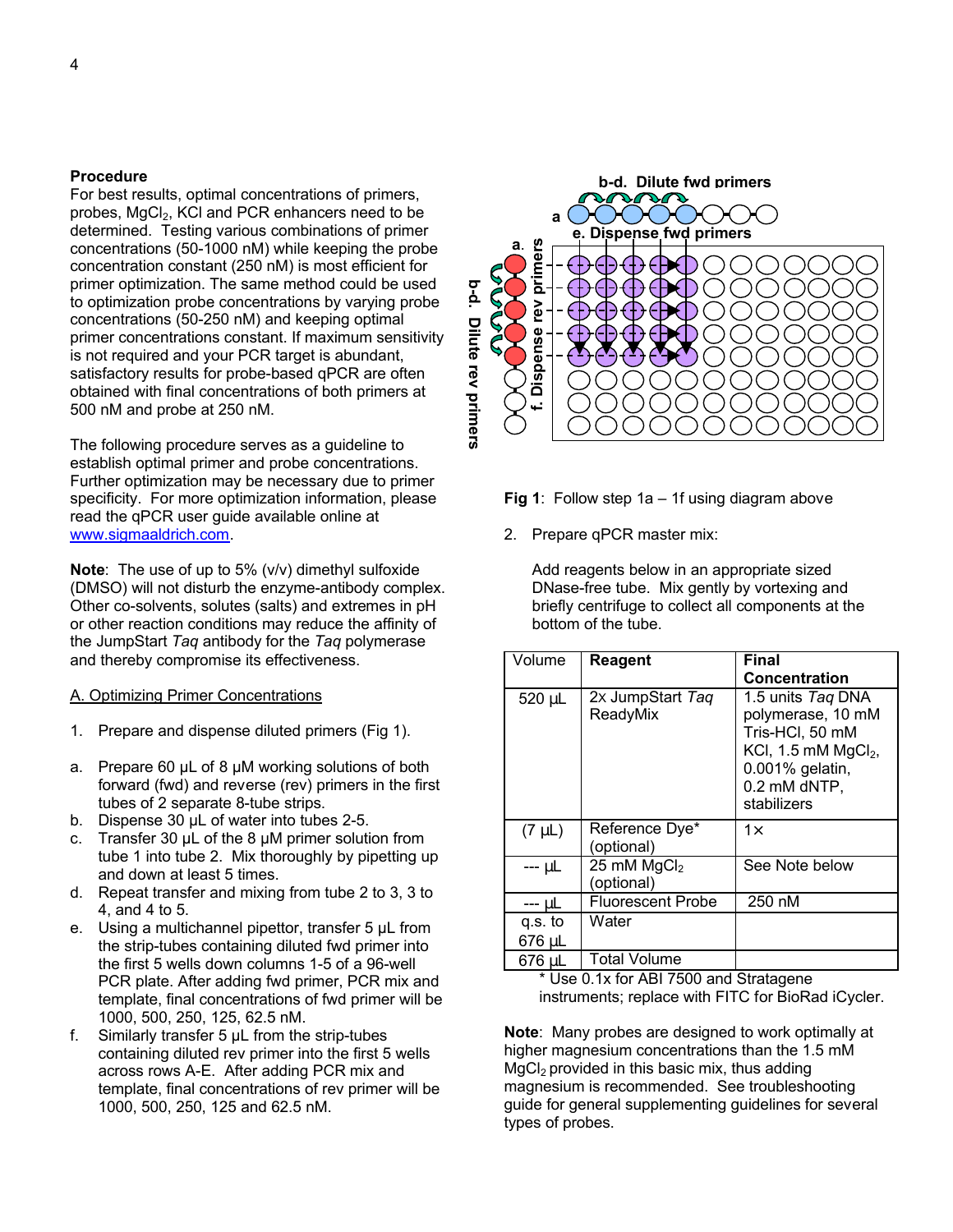## Procedure

For best results, optimal concentrations of primers, probes, $MgCl_2$, KCl and PCR enhancers need to be determined. Testing various combinations of primer concentrations (50-1000 nM) while keeping the probe concentration constant (250 nM) is most efficient for primer optimization. The same method could be used to optimization probe concentrations by varying probe concentrations (50-250 nM) and keeping optimal primer concentrations constant. If maximum sensitivity is not required and your PCR target is abundant, satisfactory results for probe-based qPCR are often obtained with final concentrations of both primers at 500 nM and probe at 250 nM.

The following procedure serves as a guideline to establish optimal primer and probe concentrations. Further optimization may be necessary due to primer specificity. For more optimization information, please read the qPCR user guide available online at [www.sigmaaldrich.com](www.sigmaaldrich.com).

**Note**: The use of up to 5% (v/v) dimethyl sulfoxide (DMSO) will not disturb the enzyme-antibody complex. Other co-solvents, solutes (salts) and extremes in pH or other reaction conditions may reduce the affinity of the JumpStart *Taq* antibody for the *Taq* polymerase and thereby compromise its effectiveness.

### A. Optimizing Primer Concentrations

1. Prepare and dispense diluted primers (Fig 1).

a. Prepare 60 µL of 8 µM working solutions of both forward (fwd) and reverse (rev) primers in the first tubes of 2 separate 8-tube strips.
b. Dispense 30 µL of water into tubes 2-5.
c. Transfer 30 µL of the 8 µM primer solution from tube 1 into tube 2. Mix thoroughly by pipetting up and down at least 5 times.
d. Repeat transfer and mixing from tube 2 to 3, 3 to 4, and 4 to 5.
e. Using a multichannel pipettor, transfer 5 µL from the strip-tubes containing diluted fwd primer into the first 5 wells down columns 1-5 of a 96-well PCR plate. After adding fwd primer, PCR mix and template, final concentrations of fwd primer will be 1000, 500, 250, 125, 62.5 nM.
f. Similarly transfer 5 µL from the strip-tubes containing diluted rev primer into the first 5 wells across rows A-E. After adding PCR mix and template, final concentrations of rev primer will be 1000, 500, 250, 125 and 62.5 nM.

b-d. Dilute fwd primers
a
e. Dispense fwd primers
a.
b-d. Dilute rev primers
f. Dispense rev primers

**Fig 1**: Follow step 1a – 1f using diagram above

2. Prepare qPCR master mix:

Add reagents below in an appropriate sized DNase-free tube. Mix gently by vortexing and briefly centrifuge to collect all components at the bottom of the tube.

| Volume | **Reagent** | **Final Concentration** |
|---|---|---|
| 520 µL | 2x JumpStart *Taq* ReadyMix | 1.5 units *Taq* DNA polymerase, 10 mM Tris-HCl, 50 mM KCl, 1.5 mM $MgCl_2$, 0.001% gelatin, 0.2 mM dNTP, stabilizers |
| (7 µL) | Reference Dye* (optional) | 1× |
| --- µL | 25 mM $MgCl_2$ (optional) | See Note below |
| --- µL | Fluorescent Probe | 250 nM |
| q.s. to 676 µL | Water | |
| 676 µL | Total Volume | |

\* Use 0.1x for ABI 7500 and Stratagene instruments; replace with FITC for BioRad iCycler.

**Note**: Many probes are designed to work optimally at higher magnesium concentrations than the 1.5 mM $MgCl_2$ provided in this basic mix, thus adding magnesium is recommended. See troubleshooting guide for general supplementing guidelines for several types of probes.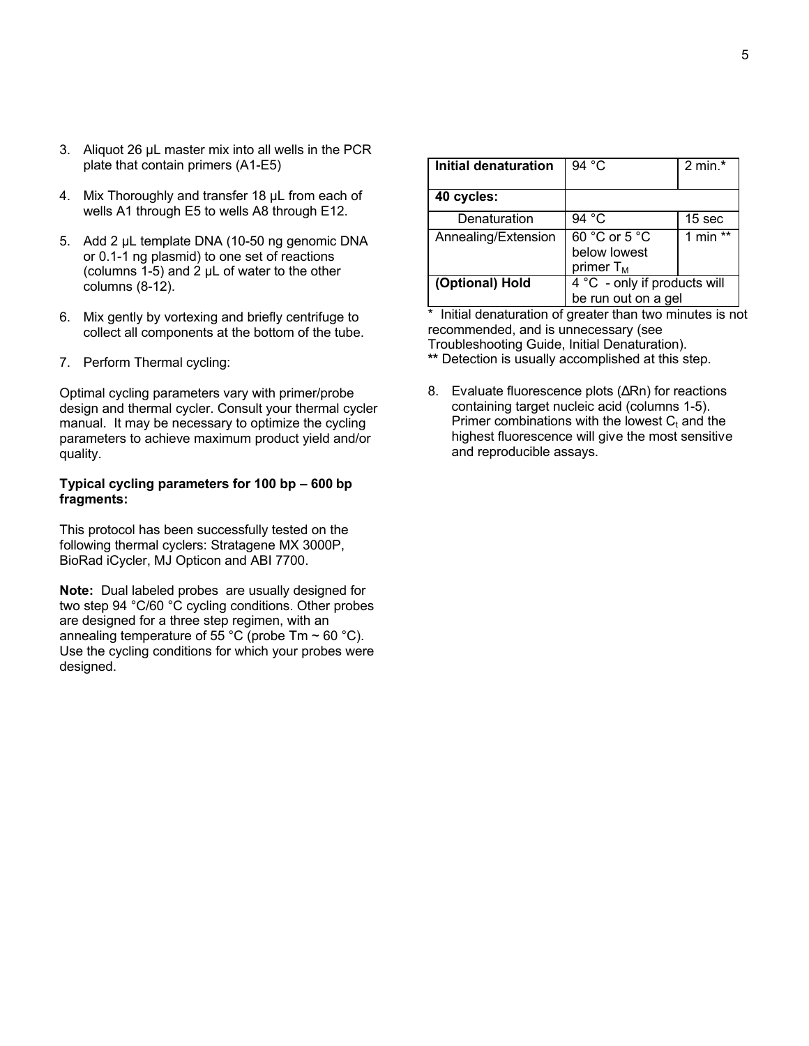3. Aliquot 26 µL master mix into all wells in the PCR plate that contain primers (A1-E5)

4. Mix Thoroughly and transfer 18 µL from each of wells A1 through E5 to wells A8 through E12.

5. Add 2 µL template DNA (10-50 ng genomic DNA or 0.1-1 ng plasmid) to one set of reactions (columns 1-5) and 2 µL of water to the other columns (8-12).

6. Mix gently by vortexing and briefly centrifuge to collect all components at the bottom of the tube.

7. Perform Thermal cycling:

Optimal cycling parameters vary with primer/probe design and thermal cycler. Consult your thermal cycler manual. It may be necessary to optimize the cycling parameters to achieve maximum product yield and/or quality.

**Typical cycling parameters for 100 bp – 600 bp fragments:**

This protocol has been successfully tested on the following thermal cyclers: Stratagene MX 3000P, BioRad iCycler, MJ Opticon and ABI 7700.

**Note:** Dual labeled probes are usually designed for two step 94 °C/60 °C cycling conditions. Other probes are designed for a three step regimen, with an annealing temperature of 55 °C (probe Tm ~ 60 °C). Use the cycling conditions for which your probes were designed.

| **Initial denaturation** | 94 °C | 2 min.* |
|---|---|---|
| **40 cycles:** | | |
| Denaturation | 94 °C | 15 sec |
| Annealing/Extension | 60 °C or 5 °C below lowest primer $T_M$ | 1 min ** |
| **(Optional) Hold** | 4 °C - only if products will be run out on a gel | |

\* Initial denaturation of greater than two minutes is not recommended, and is unnecessary (see Troubleshooting Guide, Initial Denaturation).
**\*\*** Detection is usually accomplished at this step.

8. Evaluate fluorescence plots (ΔRn) for reactions containing target nucleic acid (columns 1-5). Primer combinations with the lowest $C_t$ and the highest fluorescence will give the most sensitive and reproducible assays.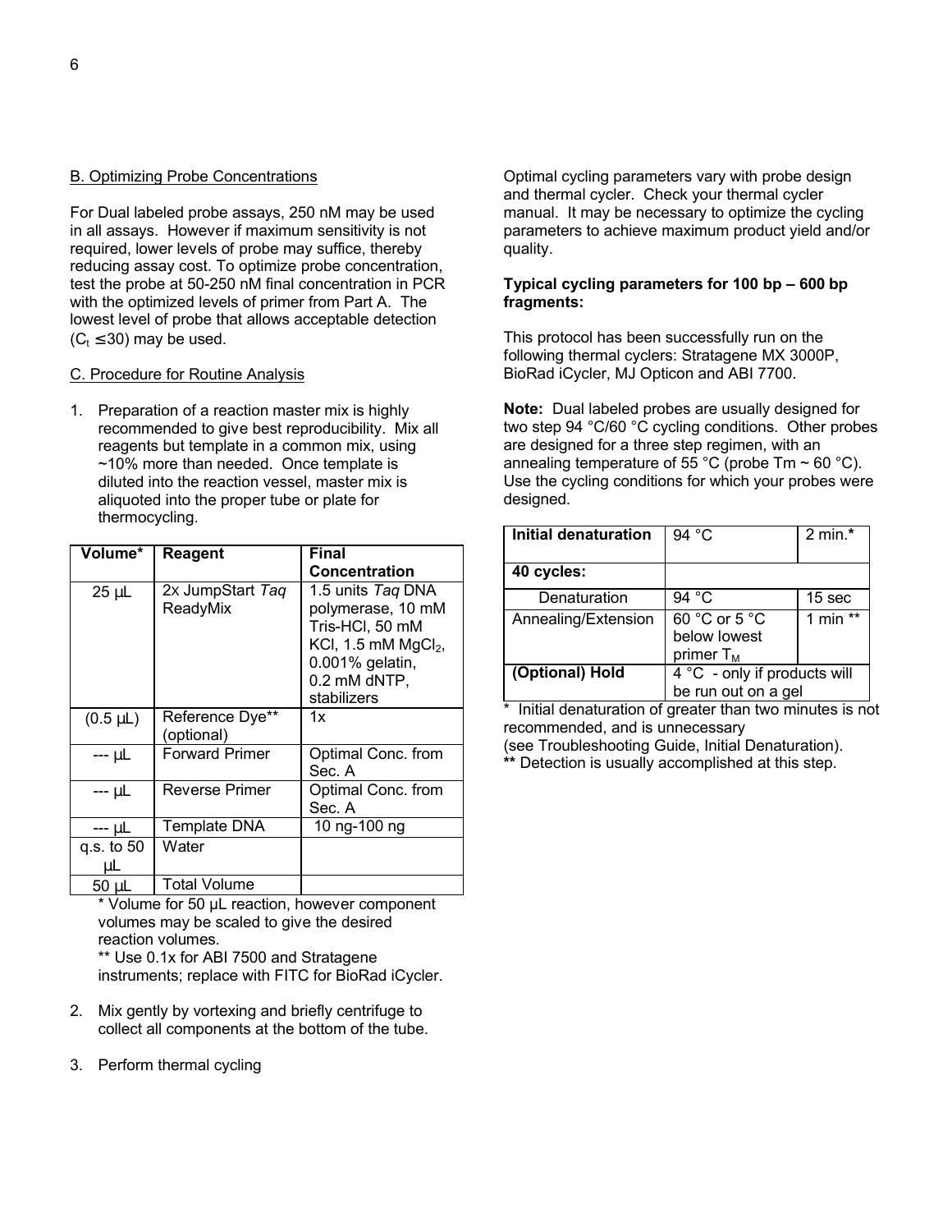B. Optimizing Probe Concentrations

For Dual labeled probe assays, 250 nM may be used in all assays. However if maximum sensitivity is not required, lower levels of probe may suffice, thereby reducing assay cost. To optimize probe concentration, test the probe at 50-250 nM final concentration in PCR with the optimized levels of primer from Part A. The lowest level of probe that allows acceptable detection ($C_t \leq 30$) may be used.

C. Procedure for Routine Analysis

1. Preparation of a reaction master mix is highly recommended to give best reproducibility. Mix all reagents but template in a common mix, using ~10% more than needed. Once template is diluted into the reaction vessel, master mix is aliquoted into the proper tube or plate for thermocycling.

| Volume* | Reagent | Final Concentration |
|---|---|---|
| 25 µL | 2x JumpStart *Taq* ReadyMix | 1.5 units *Taq* DNA polymerase, 10 mM Tris-HCl, 50 mM KCl, 1.5 mM $MgCl_2$, 0.001% gelatin, 0.2 mM dNTP, stabilizers |
| (0.5 µL) | Reference Dye** (optional) | 1x |
| --- µL | Forward Primer | Optimal Conc. from Sec. A |
| --- µL | Reverse Primer | Optimal Conc. from Sec. A |
| --- µL | Template DNA | 10 ng-100 ng |
| q.s. to 50 µL | Water | |
| 50 µL | Total Volume | |

\* Volume for 50 µL reaction, however component volumes may be scaled to give the desired reaction volumes.
** Use 0.1x for ABI 7500 and Stratagene instruments; replace with FITC for BioRad iCycler.

2. Mix gently by vortexing and briefly centrifuge to collect all components at the bottom of the tube.

3. Perform thermal cycling

Optimal cycling parameters vary with probe design and thermal cycler. Check your thermal cycler manual. It may be necessary to optimize the cycling parameters to achieve maximum product yield and/or quality.

**Typical cycling parameters for 100 bp – 600 bp fragments:**

This protocol has been successfully run on the following thermal cyclers: Stratagene MX 3000P, BioRad iCycler, MJ Opticon and ABI 7700.

**Note:** Dual labeled probes are usually designed for two step 94 °C/60 °C cycling conditions. Other probes are designed for a three step regimen, with an annealing temperature of 55 °C (probe Tm ~ 60 °C). Use the cycling conditions for which your probes were designed.

| | | |
|---|---|---|
| **Initial denaturation** | 94 °C | 2 min.* |
| **40 cycles:** | | |
| Denaturation | 94 °C | 15 sec |
| Annealing/Extension | 60 °C or 5 °C below lowest primer $T_M$ | 1 min ** |
| **(Optional) Hold** | 4 °C - only if products will be run out on a gel | |

\* Initial denaturation of greater than two minutes is not recommended, and is unnecessary (see Troubleshooting Guide, Initial Denaturation).
**\*\*** Detection is usually accomplished at this step.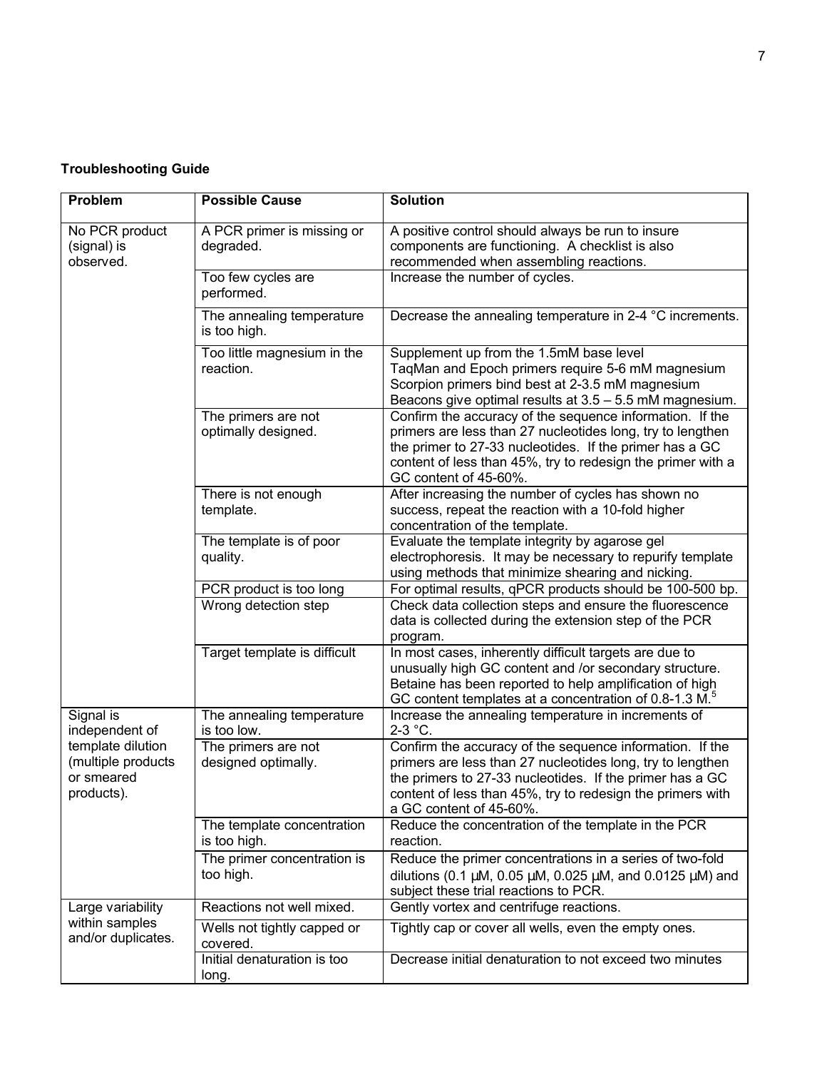**Troubleshooting Guide**

| Problem | Possible Cause | Solution |
|---|---|---|
| No PCR product (signal) is observed. | A PCR primer is missing or degraded. | A positive control should always be run to insure components are functioning. A checklist is also recommended when assembling reactions. |
| | Too few cycles are performed. | Increase the number of cycles. |
| | The annealing temperature is too high. | Decrease the annealing temperature in 2-4 °C increments. |
| | Too little magnesium in the reaction. | Supplement up from the 1.5mM base level<br>TaqMan and Epoch primers require 5-6 mM magnesium<br>Scorpion primers bind best at 2-3.5 mM magnesium<br>Beacons give optimal results at 3.5 – 5.5 mM magnesium. |
| | The primers are not optimally designed. | Confirm the accuracy of the sequence information. If the primers are less than 27 nucleotides long, try to lengthen the primer to 27-33 nucleotides. If the primer has a GC content of less than 45%, try to redesign the primer with a GC content of 45-60%. |
| | There is not enough template. | After increasing the number of cycles has shown no success, repeat the reaction with a 10-fold higher concentration of the template. |
| | The template is of poor quality. | Evaluate the template integrity by agarose gel electrophoresis. It may be necessary to repurify template using methods that minimize shearing and nicking. |
| | PCR product is too long | For optimal results, qPCR products should be 100-500 bp. |
| | Wrong detection step | Check data collection steps and ensure the fluorescence data is collected during the extension step of the PCR program. |
| | Target template is difficult | In most cases, inherently difficult targets are due to unusually high GC content and /or secondary structure. Betaine has been reported to help amplification of high GC content templates at a concentration of 0.8-1.3 M.[5] |
| Signal is independent of template dilution (multiple products or smeared products). | The annealing temperature is too low. | Increase the annealing temperature in increments of 2-3 °C. |
| | The primers are not designed optimally. | Confirm the accuracy of the sequence information. If the primers are less than 27 nucleotides long, try to lengthen the primers to 27-33 nucleotides. If the primer has a GC content of less than 45%, try to redesign the primers with a GC content of 45-60%. |
| | The template concentration is too high. | Reduce the concentration of the template in the PCR reaction. |
| | The primer concentration is too high. | Reduce the primer concentrations in a series of two-fold dilutions (0.1 µM, 0.05 µM, 0.025 µM, and 0.0125 µM) and subject these trial reactions to PCR. |
| Large variability within samples and/or duplicates. | Reactions not well mixed. | Gently vortex and centrifuge reactions. |
| | Wells not tightly capped or covered. | Tightly cap or cover all wells, even the empty ones. |
| | Initial denaturation is too long. | Decrease initial denaturation to not exceed two minutes |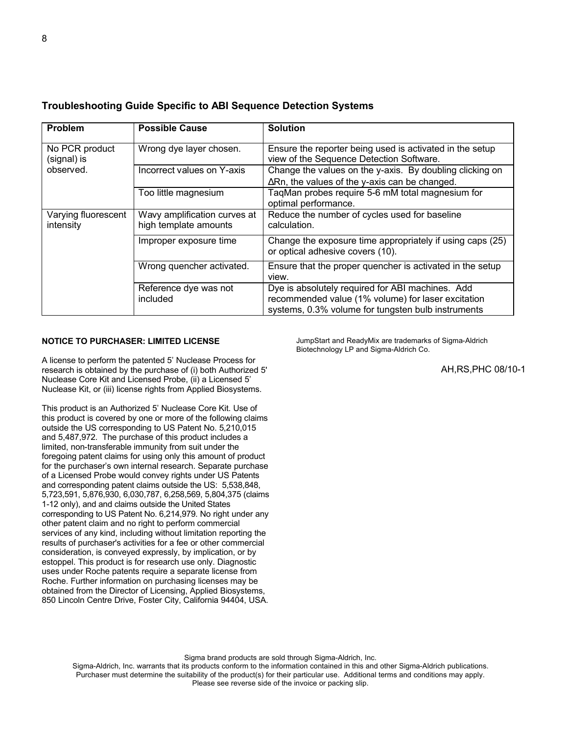### Troubleshooting Guide Specific to ABI Sequence Detection Systems

| Problem | Possible Cause | Solution |
| --- | --- | --- |
| No PCR product (signal) is observed. | Wrong dye layer chosen. | Ensure the reporter being used is activated in the setup view of the Sequence Detection Software. |
| | Incorrect values on Y-axis | Change the values on the y-axis. By doubling clicking on ΔRn, the values of the y-axis can be changed. |
| | Too little magnesium | TaqMan probes require 5-6 mM total magnesium for optimal performance. |
| Varying fluorescent intensity | Wavy amplification curves at high template amounts | Reduce the number of cycles used for baseline calculation. |
| | Improper exposure time | Change the exposure time appropriately if using caps (25) or optical adhesive covers (10). |
| | Wrong quencher activated. | Ensure that the proper quencher is activated in the setup view. |
| | Reference dye was not included | Dye is absolutely required for ABI machines. Add recommended value (1% volume) for laser excitation systems, 0.3% volume for tungsten bulb instruments |

**NOTICE TO PURCHASER: LIMITED LICENSE**

A license to perform the patented 5' Nuclease Process for research is obtained by the purchase of (i) both Authorized 5' Nuclease Core Kit and Licensed Probe, (ii) a Licensed 5' Nuclease Kit, or (iii) license rights from Applied Biosystems.

This product is an Authorized 5' Nuclease Core Kit. Use of this product is covered by one or more of the following claims outside the US corresponding to US Patent No. 5,210,015 and 5,487,972. The purchase of this product includes a limited, non-transferable immunity from suit under the foregoing patent claims for using only this amount of product for the purchaser's own internal research. Separate purchase of a Licensed Probe would convey rights under US Patents and corresponding patent claims outside the US: 5,538,848, 5,723,591, 5,876,930, 6,030,787, 6,258,569, 5,804,375 (claims 1-12 only), and and claims outside the United States corresponding to US Patent No. 6,214,979. No right under any other patent claim and no right to perform commercial services of any kind, including without limitation reporting the results of purchaser's activities for a fee or other commercial consideration, is conveyed expressly, by implication, or by estoppel. This product is for research use only. Diagnostic uses under Roche patents require a separate license from Roche. Further information on purchasing licenses may be obtained from the Director of Licensing, Applied Biosystems, 850 Lincoln Centre Drive, Foster City, California 94404, USA.

JumpStart and ReadyMix are trademarks of Sigma-Aldrich Biotechnology LP and Sigma-Aldrich Co.

AH,RS,PHC 08/10-1

Sigma brand products are sold through Sigma-Aldrich, Inc.
Sigma-Aldrich, Inc. warrants that its products conform to the information contained in this and other Sigma-Aldrich publications. Purchaser must determine the suitability of the product(s) for their particular use. Additional terms and conditions may apply. Please see reverse side of the invoice or packing slip.